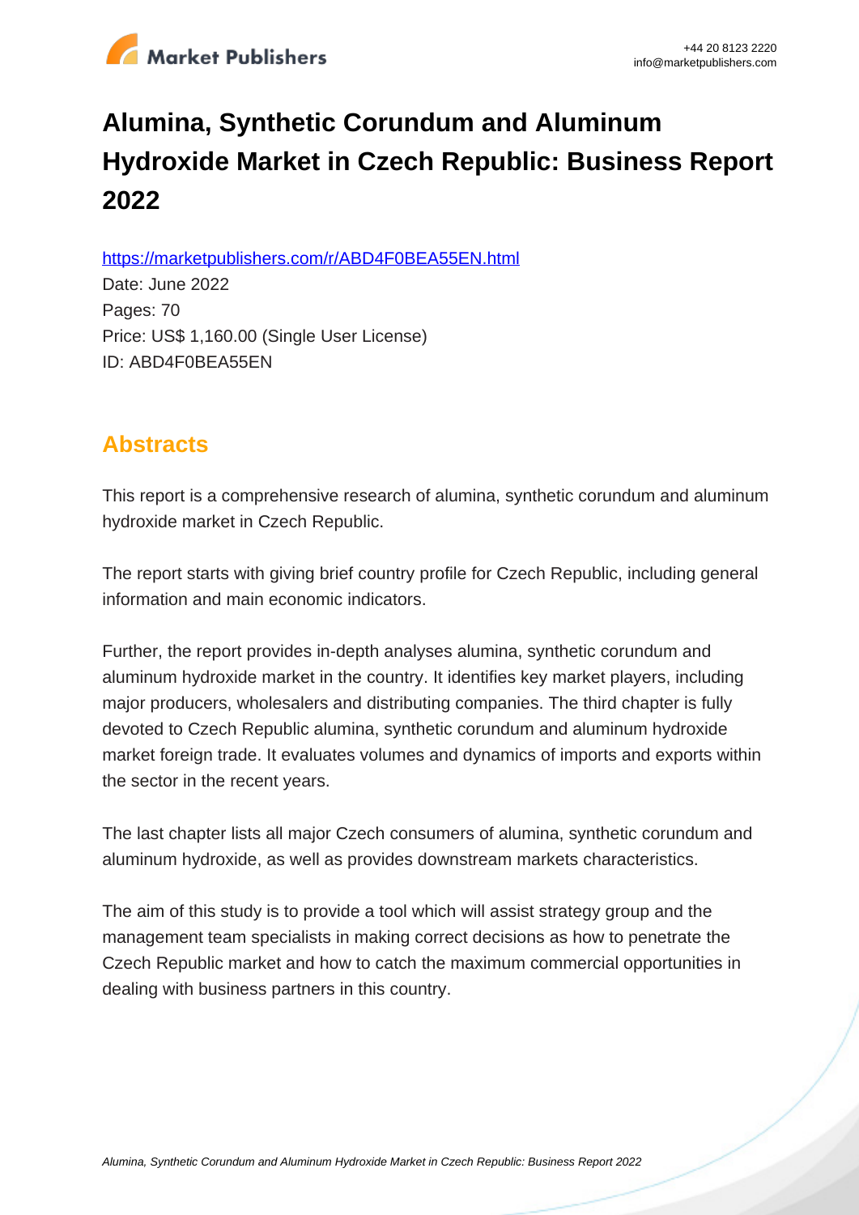# Alumina, Synthetic Corundum and Aluminum Hydroxide Market in Czech Republic: Business Report 2022

https://marketpublishers.com/r/ABD4F0BEA55EN.html

Date: June 2022

Pages: 70

Price: US$ 1,160.00 (Single User License)

ID: ABD4F0BEA55EN

## Abstracts

This report is a comprehensive research of alumina, synthetic corundum and aluminum hydroxide market in Czech Republic.

The report starts with giving brief country profile for Czech Republic, including general information and main economic indicators.

Further, the report provides in-depth analyses alumina, synthetic corundum and aluminum hydroxide market in the country. It identifies key market players, including major producers, wholesalers and distributing companies. The third chapter is fully devoted to Czech Republic alumina, synthetic corundum and aluminum hydroxide market foreign trade. It evaluates volumes and dynamics of imports and exports within the sector in the recent years.

The last chapter lists all major Czech consumers of alumina, synthetic corundum and aluminum hydroxide, as well as provides downstream markets characteristics.

The aim of this study is to provide a tool which will assist strategy group and the management team specialists in making correct decisions as how to penetrate the Czech Republic market and how to catch the maximum commercial opportunities in dealing with business partners in this country.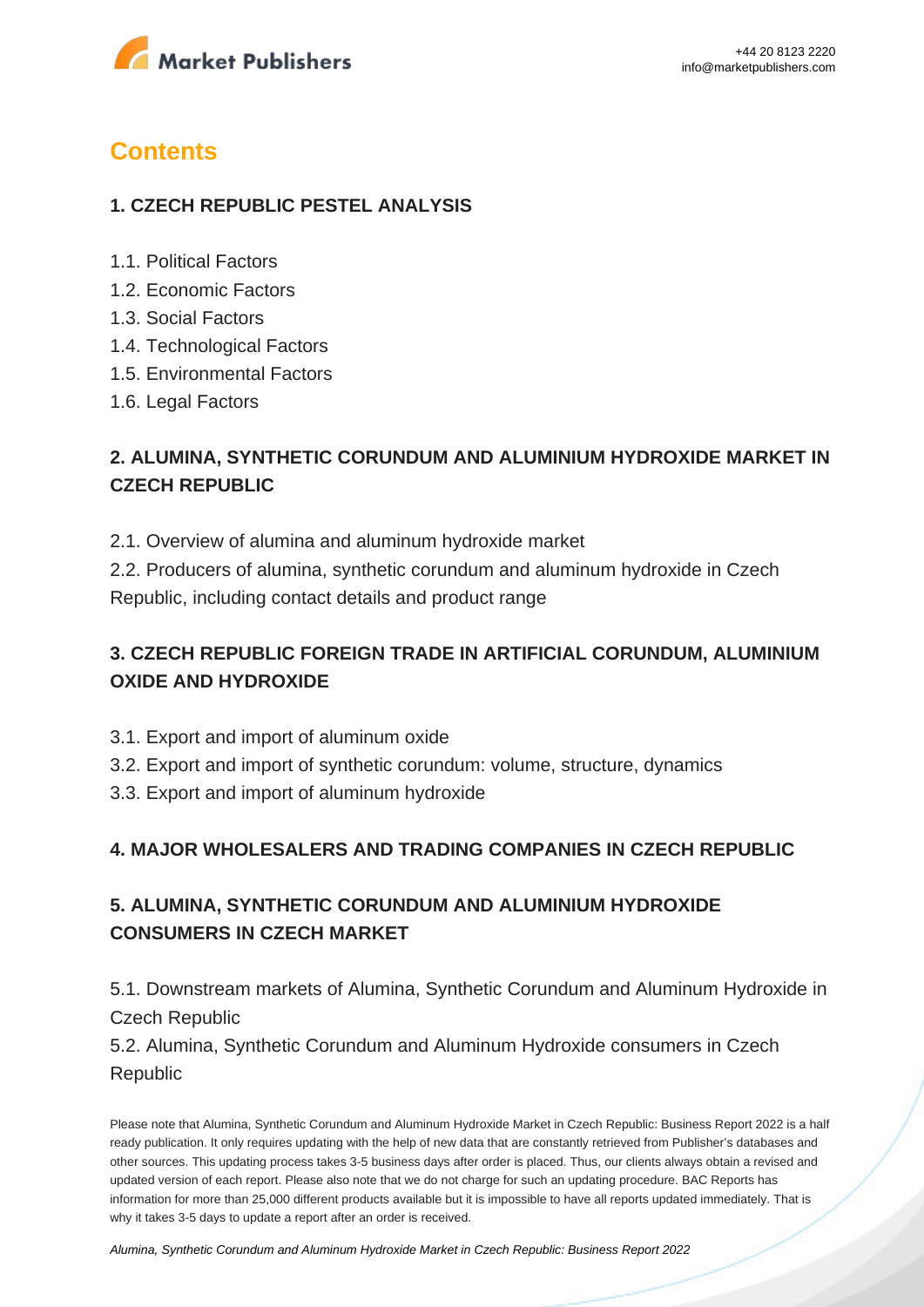## Contents

### 1. CZECH REPUBLIC PESTEL ANALYSIS

1.1. Political Factors
1.2. Economic Factors
1.3. Social Factors
1.4. Technological Factors
1.5. Environmental Factors
1.6. Legal Factors

### 2. ALUMINA, SYNTHETIC CORUNDUM AND ALUMINIUM HYDROXIDE MARKET IN CZECH REPUBLIC

2.1. Overview of alumina and aluminum hydroxide market
2.2. Producers of alumina, synthetic corundum and aluminum hydroxide in Czech Republic, including contact details and product range

### 3. CZECH REPUBLIC FOREIGN TRADE IN ARTIFICIAL CORUNDUM, ALUMINIUM OXIDE AND HYDROXIDE

3.1. Export and import of aluminum oxide
3.2. Export and import of synthetic corundum: volume, structure, dynamics
3.3. Export and import of aluminum hydroxide

### 4. MAJOR WHOLESALERS AND TRADING COMPANIES IN CZECH REPUBLIC

### 5. ALUMINA, SYNTHETIC CORUNDUM AND ALUMINIUM HYDROXIDE CONSUMERS IN CZECH MARKET

5.1. Downstream markets of Alumina, Synthetic Corundum and Aluminum Hydroxide in Czech Republic
5.2. Alumina, Synthetic Corundum and Aluminum Hydroxide consumers in Czech Republic

Please note that Alumina, Synthetic Corundum and Aluminum Hydroxide Market in Czech Republic: Business Report 2022 is a half ready publication. It only requires updating with the help of new data that are constantly retrieved from Publisher's databases and other sources. This updating process takes 3-5 business days after order is placed. Thus, our clients always obtain a revised and updated version of each report. Please also note that we do not charge for such an updating procedure. BAC Reports has information for more than 25,000 different products available but it is impossible to have all reports updated immediately. That is why it takes 3-5 days to update a report after an order is received.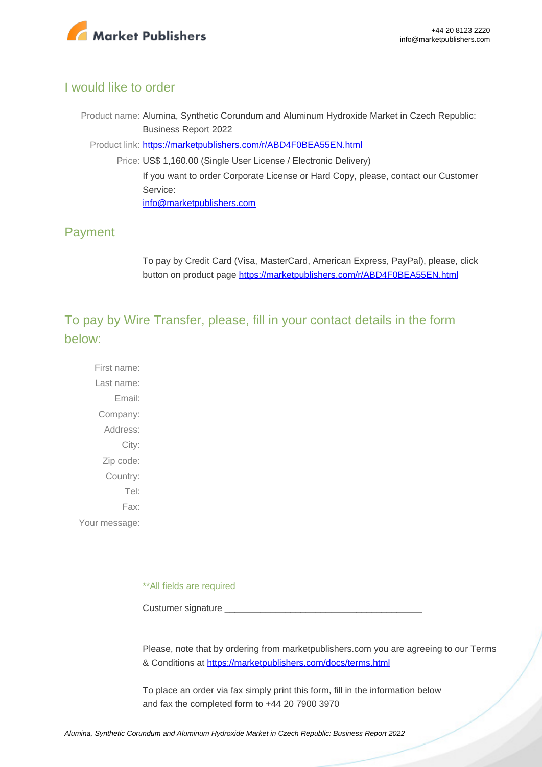## I would like to order

Product name: Alumina, Synthetic Corundum and Aluminum Hydroxide Market in Czech Republic: Business Report 2022

Product link: [https://marketpublishers.com/r/ABD4F0BEA55EN.html](https://marketpublishers.com/r/ABD4F0BEA55EN.html)

Price: US$ 1,160.00 (Single User License / Electronic Delivery)

If you want to order Corporate License or Hard Copy, please, contact our Customer Service:

[info@marketpublishers.com](mailto:info@marketpublishers.com)

## Payment

To pay by Credit Card (Visa, MasterCard, American Express, PayPal), please, click button on product page [https://marketpublishers.com/r/ABD4F0BEA55EN.html](https://marketpublishers.com/r/ABD4F0BEA55EN.html)

## To pay by Wire Transfer, please, fill in your contact details in the form below:

First name:

Last name:

Email:

Company:

Address:

City:

Zip code:

Country:

Tel:

Fax:

Your message:

**All fields are required

Custumer signature _______________________________________

Please, note that by ordering from marketpublishers.com you are agreeing to our Terms & Conditions at [https://marketpublishers.com/docs/terms.html](https://marketpublishers.com/docs/terms.html)

To place an order via fax simply print this form, fill in the information below and fax the completed form to +44 20 7900 3970